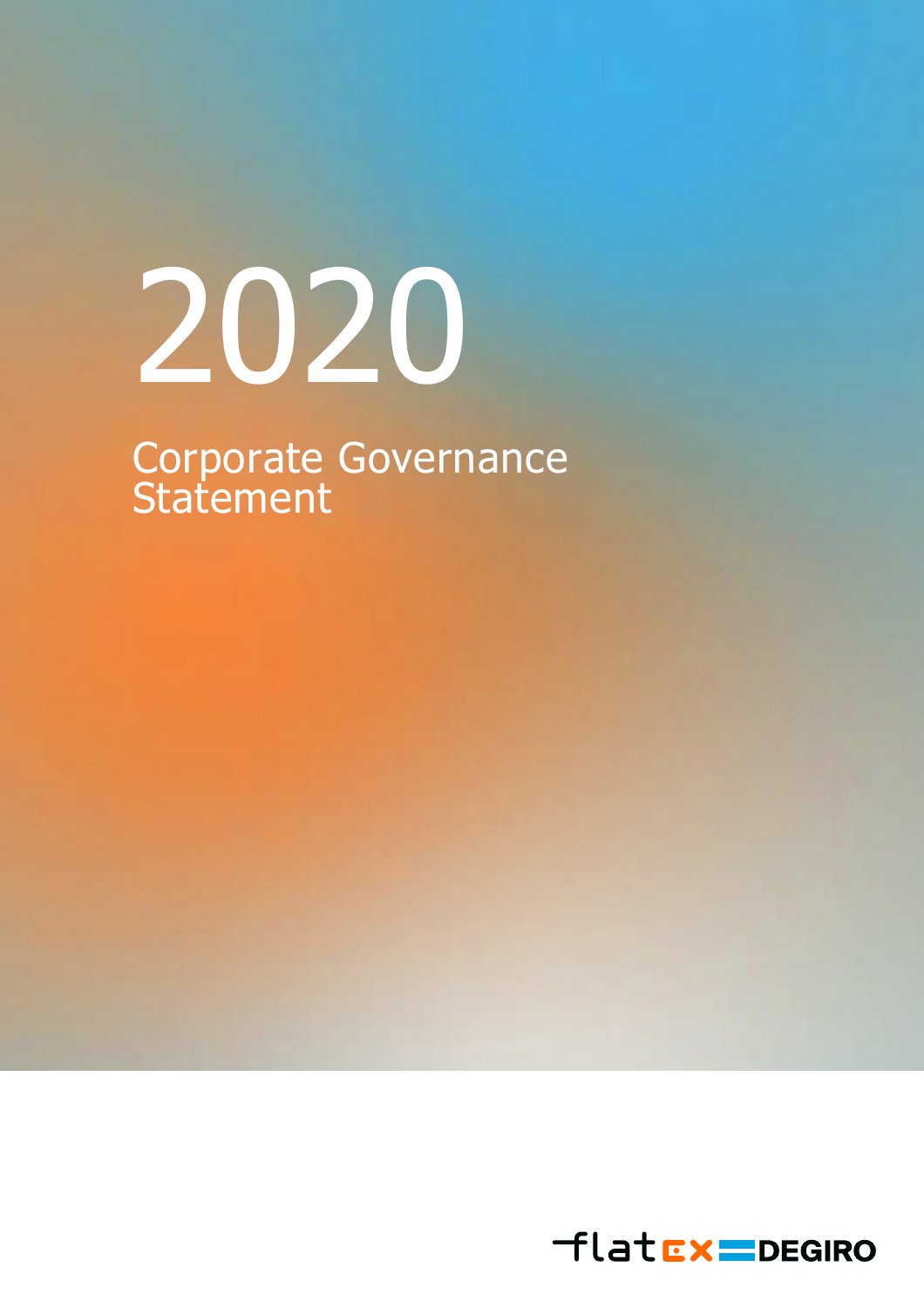# 2020

## Corporate Governance Statement

flatex DEGIRO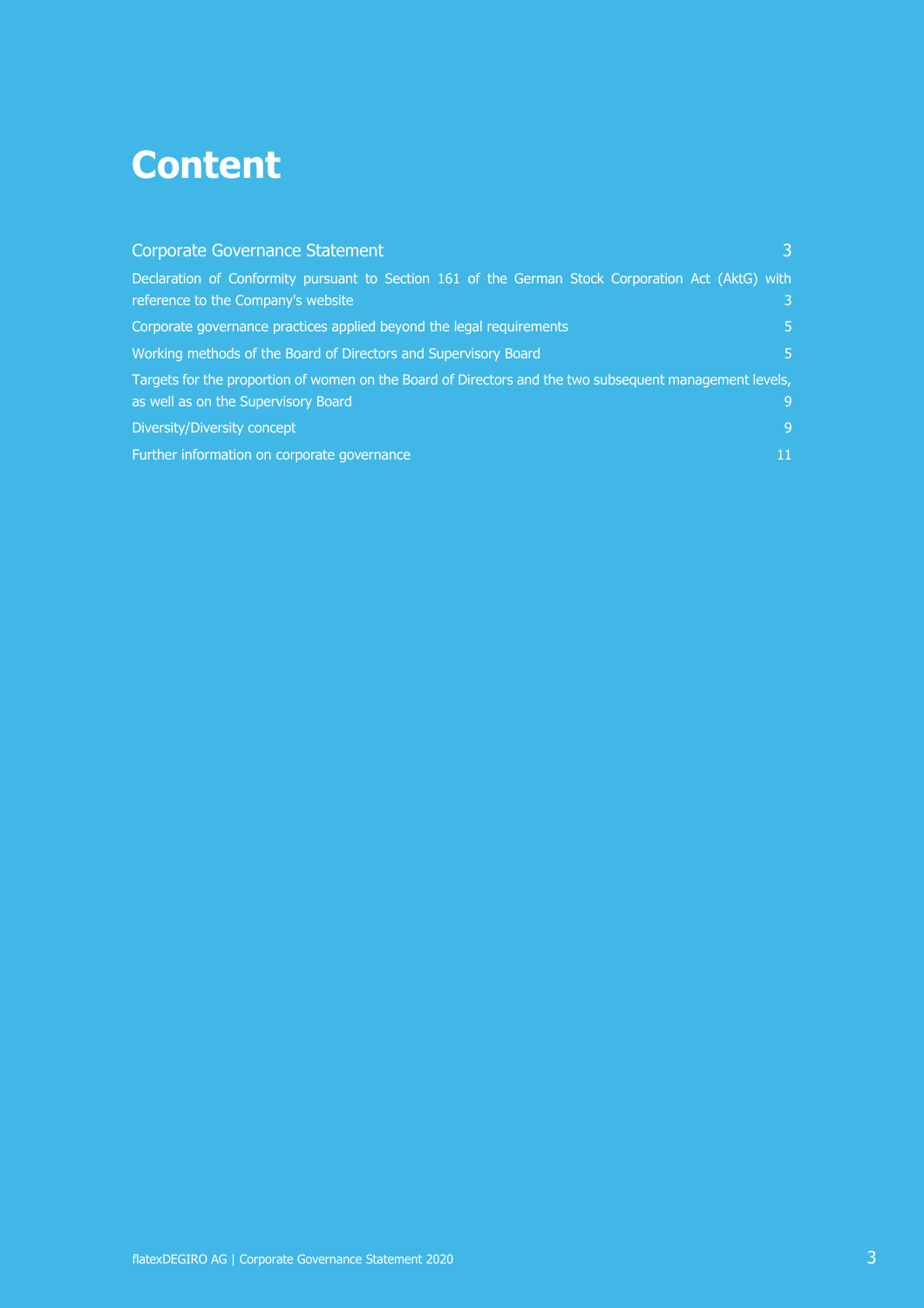# Content

Corporate Governance Statement 3

Declaration of Conformity pursuant to Section 161 of the German Stock Corporation Act (AktG) with reference to the Company's website 3

Corporate governance practices applied beyond the legal requirements 5

Working methods of the Board of Directors and Supervisory Board 5

Targets for the proportion of women on the Board of Directors and the two subsequent management levels, as well as on the Supervisory Board 9

Diversity/Diversity concept 9

Further information on corporate governance 11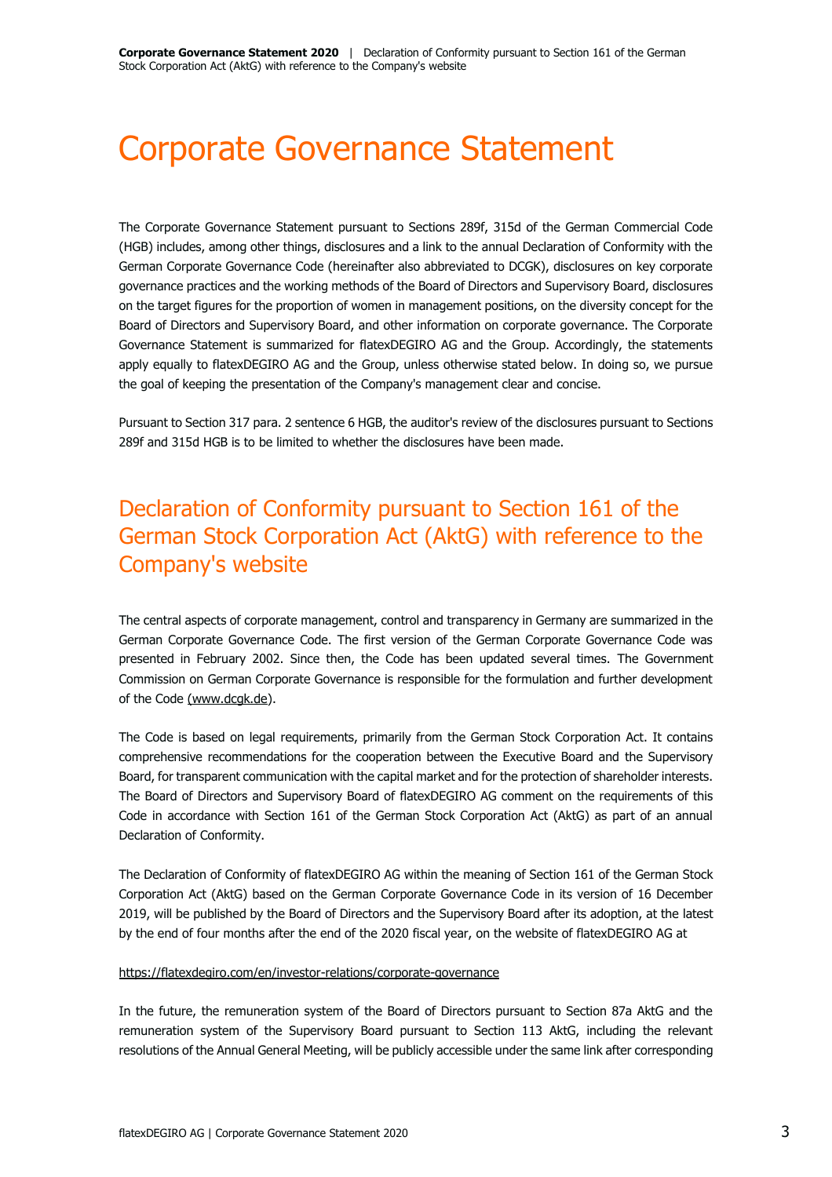# Corporate Governance Statement

The Corporate Governance Statement pursuant to Sections 289f, 315d of the German Commercial Code (HGB) includes, among other things, disclosures and a link to the annual Declaration of Conformity with the German Corporate Governance Code (hereinafter also abbreviated to DCGK), disclosures on key corporate governance practices and the working methods of the Board of Directors and Supervisory Board, disclosures on the target figures for the proportion of women in management positions, on the diversity concept for the Board of Directors and Supervisory Board, and other information on corporate governance. The Corporate Governance Statement is summarized for flatexDEGIRO AG and the Group. Accordingly, the statements apply equally to flatexDEGIRO AG and the Group, unless otherwise stated below. In doing so, we pursue the goal of keeping the presentation of the Company's management clear and concise.

Pursuant to Section 317 para. 2 sentence 6 HGB, the auditor's review of the disclosures pursuant to Sections 289f and 315d HGB is to be limited to whether the disclosures have been made.

## Declaration of Conformity pursuant to Section 161 of the German Stock Corporation Act (AktG) with reference to the Company's website

The central aspects of corporate management, control and transparency in Germany are summarized in the German Corporate Governance Code. The first version of the German Corporate Governance Code was presented in February 2002. Since then, the Code has been updated several times. The Government Commission on German Corporate Governance is responsible for the formulation and further development of the Code (www.dcgk.de).

The Code is based on legal requirements, primarily from the German Stock Corporation Act. It contains comprehensive recommendations for the cooperation between the Executive Board and the Supervisory Board, for transparent communication with the capital market and for the protection of shareholder interests. The Board of Directors and Supervisory Board of flatexDEGIRO AG comment on the requirements of this Code in accordance with Section 161 of the German Stock Corporation Act (AktG) as part of an annual Declaration of Conformity.

The Declaration of Conformity of flatexDEGIRO AG within the meaning of Section 161 of the German Stock Corporation Act (AktG) based on the German Corporate Governance Code in its version of 16 December 2019, will be published by the Board of Directors and the Supervisory Board after its adoption, at the latest by the end of four months after the end of the 2020 fiscal year, on the website of flatexDEGIRO AG at

https://flatexdegiro.com/en/investor-relations/corporate-governance

In the future, the remuneration system of the Board of Directors pursuant to Section 87a AktG and the remuneration system of the Supervisory Board pursuant to Section 113 AktG, including the relevant resolutions of the Annual General Meeting, will be publicly accessible under the same link after corresponding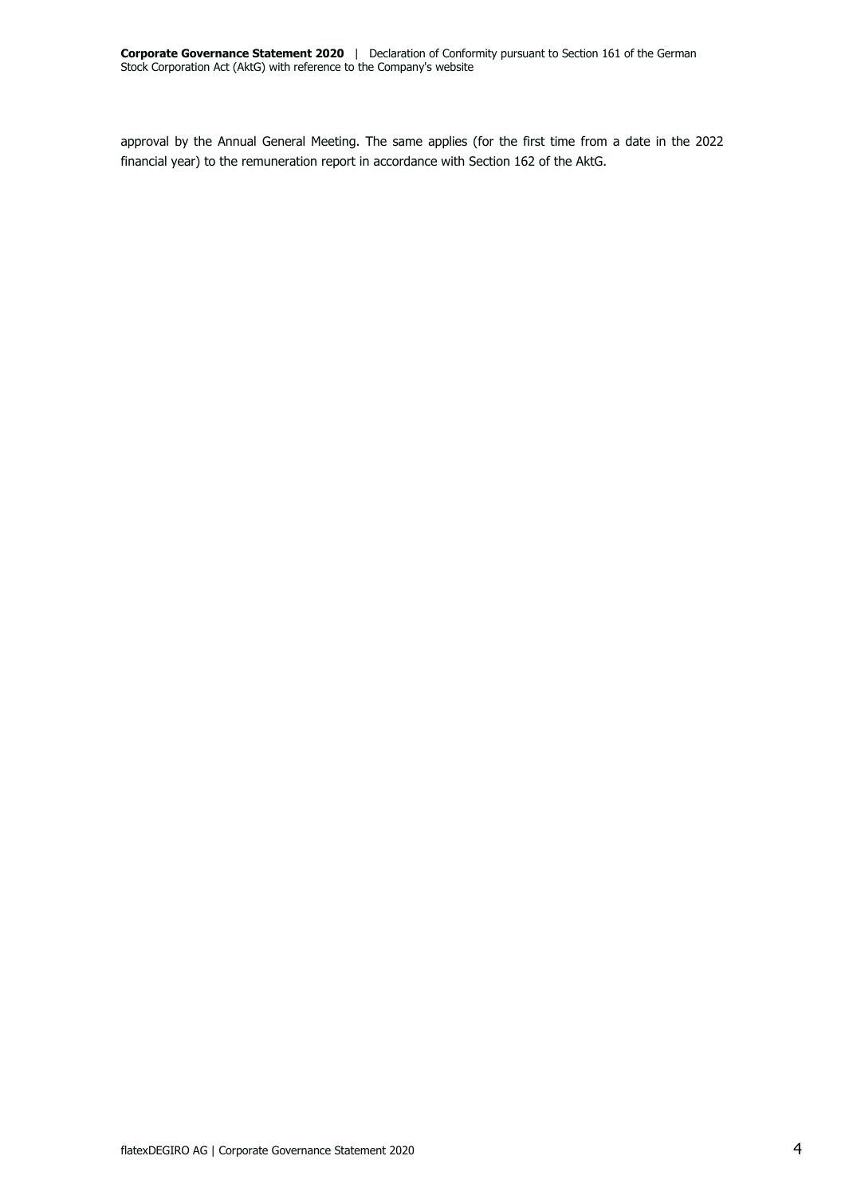approval by the Annual General Meeting. The same applies (for the first time from a date in the 2022 financial year) to the remuneration report in accordance with Section 162 of the AktG.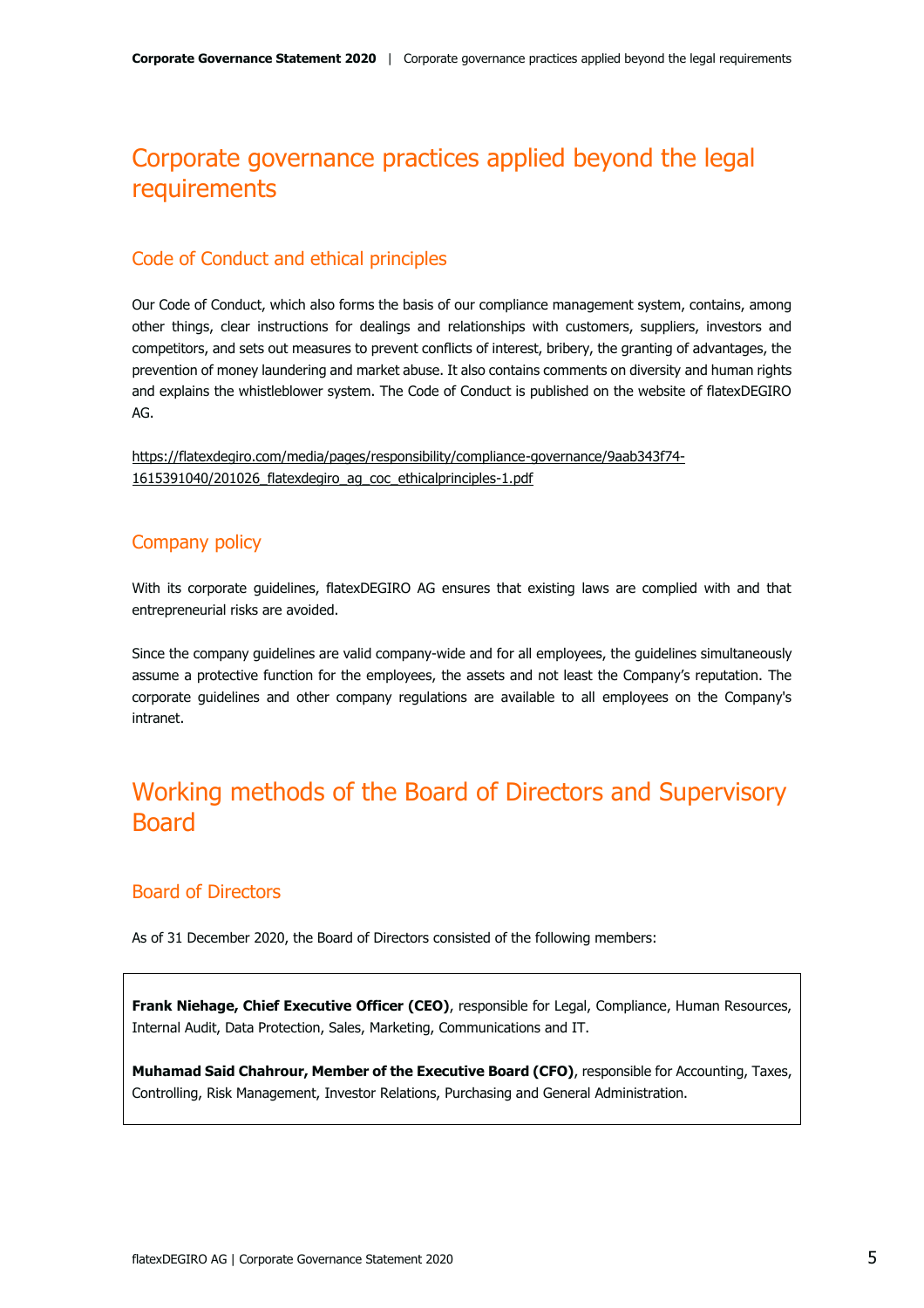# Corporate governance practices applied beyond the legal requirements

## Code of Conduct and ethical principles

Our Code of Conduct, which also forms the basis of our compliance management system, contains, among other things, clear instructions for dealings and relationships with customers, suppliers, investors and competitors, and sets out measures to prevent conflicts of interest, bribery, the granting of advantages, the prevention of money laundering and market abuse. It also contains comments on diversity and human rights and explains the whistleblower system. The Code of Conduct is published on the website of flatexDEGIRO AG.

https://flatexdegiro.com/media/pages/responsibility/compliance-governance/9aab343f74-1615391040/201026_flatexdegiro_ag_coc_ethicalprinciples-1.pdf

## Company policy

With its corporate guidelines, flatexDEGIRO AG ensures that existing laws are complied with and that entrepreneurial risks are avoided.

Since the company guidelines are valid company-wide and for all employees, the guidelines simultaneously assume a protective function for the employees, the assets and not least the Company's reputation. The corporate guidelines and other company regulations are available to all employees on the Company's intranet.

# Working methods of the Board of Directors and Supervisory Board

## Board of Directors

As of 31 December 2020, the Board of Directors consisted of the following members:

**Frank Niehage, Chief Executive Officer (CEO)**, responsible for Legal, Compliance, Human Resources, Internal Audit, Data Protection, Sales, Marketing, Communications and IT.

**Muhamad Said Chahrour, Member of the Executive Board (CFO)**, responsible for Accounting, Taxes, Controlling, Risk Management, Investor Relations, Purchasing and General Administration.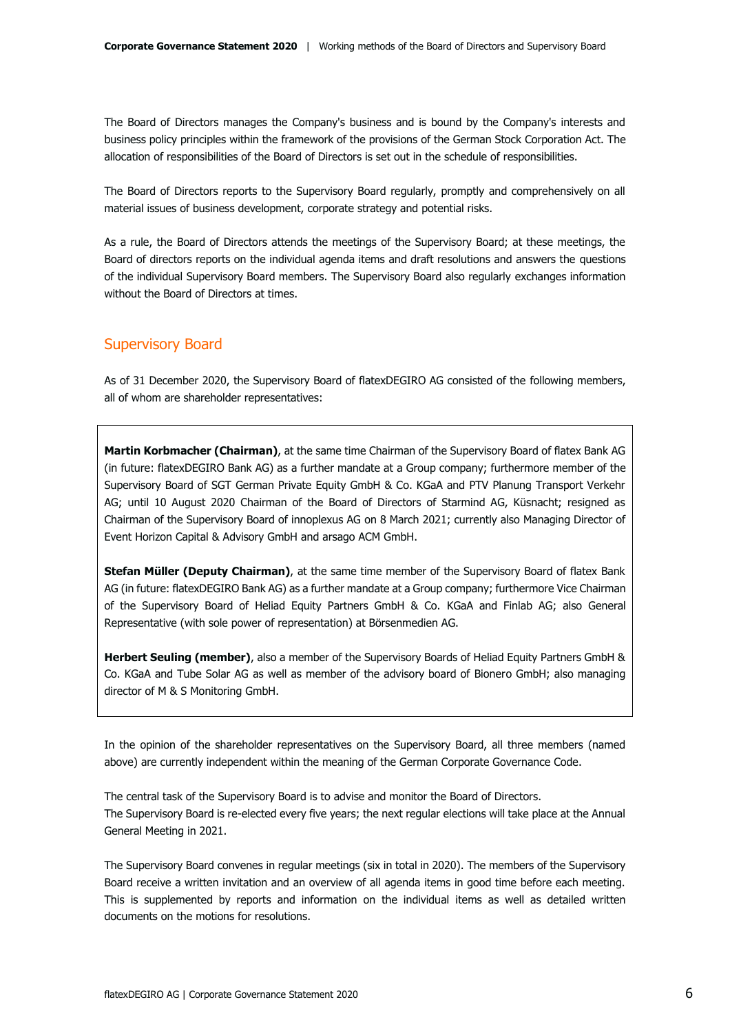The Board of Directors manages the Company's business and is bound by the Company's interests and business policy principles within the framework of the provisions of the German Stock Corporation Act. The allocation of responsibilities of the Board of Directors is set out in the schedule of responsibilities.

The Board of Directors reports to the Supervisory Board regularly, promptly and comprehensively on all material issues of business development, corporate strategy and potential risks.

As a rule, the Board of Directors attends the meetings of the Supervisory Board; at these meetings, the Board of directors reports on the individual agenda items and draft resolutions and answers the questions of the individual Supervisory Board members. The Supervisory Board also regularly exchanges information without the Board of Directors at times.

## Supervisory Board

As of 31 December 2020, the Supervisory Board of flatexDEGIRO AG consisted of the following members, all of whom are shareholder representatives:

**Martin Korbmacher (Chairman)**, at the same time Chairman of the Supervisory Board of flatex Bank AG (in future: flatexDEGIRO Bank AG) as a further mandate at a Group company; furthermore member of the Supervisory Board of SGT German Private Equity GmbH & Co. KGaA and PTV Planung Transport Verkehr AG; until 10 August 2020 Chairman of the Board of Directors of Starmind AG, Küsnacht; resigned as Chairman of the Supervisory Board of innoplexus AG on 8 March 2021; currently also Managing Director of Event Horizon Capital & Advisory GmbH and arsago ACM GmbH.

**Stefan Müller (Deputy Chairman)**, at the same time member of the Supervisory Board of flatex Bank AG (in future: flatexDEGIRO Bank AG) as a further mandate at a Group company; furthermore Vice Chairman of the Supervisory Board of Heliad Equity Partners GmbH & Co. KGaA and Finlab AG; also General Representative (with sole power of representation) at Börsenmedien AG.

**Herbert Seuling (member)**, also a member of the Supervisory Boards of Heliad Equity Partners GmbH & Co. KGaA and Tube Solar AG as well as member of the advisory board of Bionero GmbH; also managing director of M & S Monitoring GmbH.

In the opinion of the shareholder representatives on the Supervisory Board, all three members (named above) are currently independent within the meaning of the German Corporate Governance Code.

The central task of the Supervisory Board is to advise and monitor the Board of Directors.
The Supervisory Board is re-elected every five years; the next regular elections will take place at the Annual General Meeting in 2021.

The Supervisory Board convenes in regular meetings (six in total in 2020). The members of the Supervisory Board receive a written invitation and an overview of all agenda items in good time before each meeting. This is supplemented by reports and information on the individual items as well as detailed written documents on the motions for resolutions.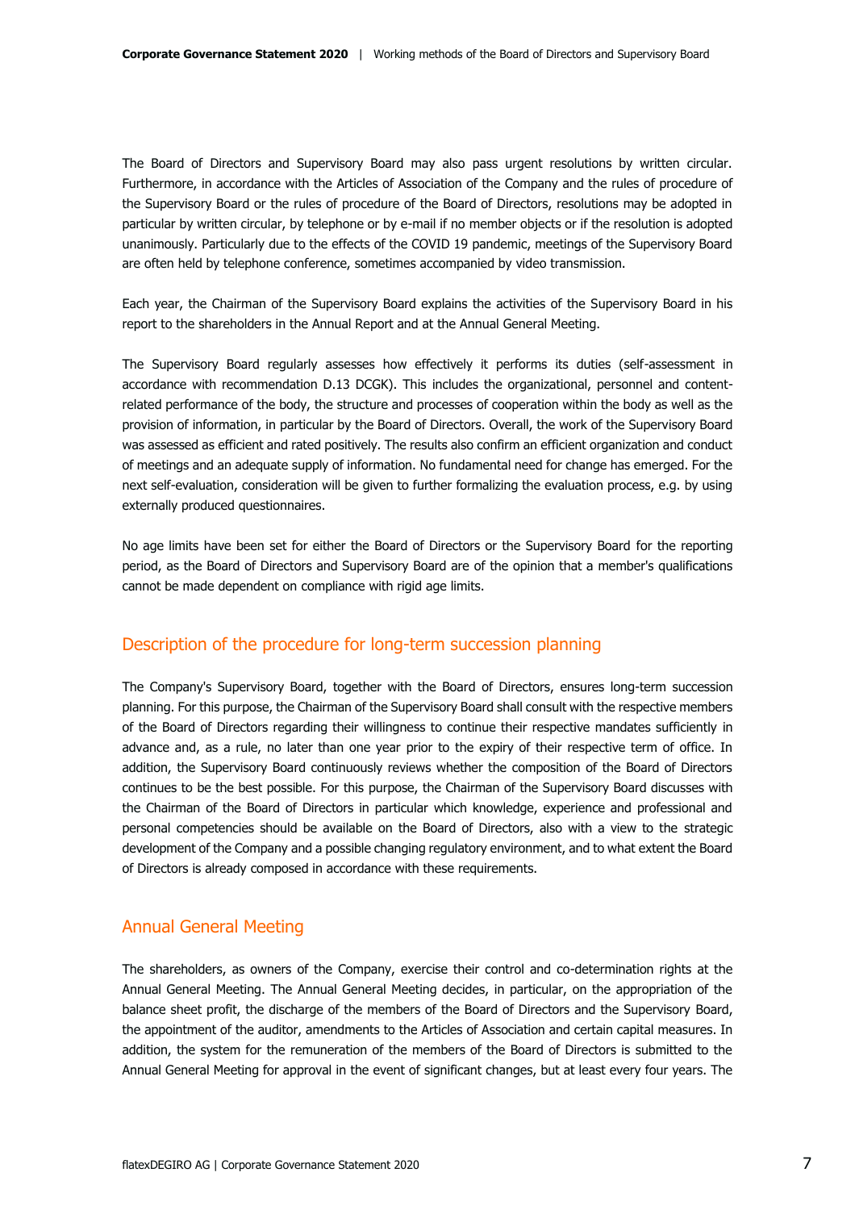The Board of Directors and Supervisory Board may also pass urgent resolutions by written circular. Furthermore, in accordance with the Articles of Association of the Company and the rules of procedure of the Supervisory Board or the rules of procedure of the Board of Directors, resolutions may be adopted in particular by written circular, by telephone or by e-mail if no member objects or if the resolution is adopted unanimously. Particularly due to the effects of the COVID 19 pandemic, meetings of the Supervisory Board are often held by telephone conference, sometimes accompanied by video transmission.

Each year, the Chairman of the Supervisory Board explains the activities of the Supervisory Board in his report to the shareholders in the Annual Report and at the Annual General Meeting.

The Supervisory Board regularly assesses how effectively it performs its duties (self-assessment in accordance with recommendation D.13 DCGK). This includes the organizational, personnel and content-related performance of the body, the structure and processes of cooperation within the body as well as the provision of information, in particular by the Board of Directors. Overall, the work of the Supervisory Board was assessed as efficient and rated positively. The results also confirm an efficient organization and conduct of meetings and an adequate supply of information. No fundamental need for change has emerged. For the next self-evaluation, consideration will be given to further formalizing the evaluation process, e.g. by using externally produced questionnaires.

No age limits have been set for either the Board of Directors or the Supervisory Board for the reporting period, as the Board of Directors and Supervisory Board are of the opinion that a member's qualifications cannot be made dependent on compliance with rigid age limits.

## Description of the procedure for long-term succession planning

The Company's Supervisory Board, together with the Board of Directors, ensures long-term succession planning. For this purpose, the Chairman of the Supervisory Board shall consult with the respective members of the Board of Directors regarding their willingness to continue their respective mandates sufficiently in advance and, as a rule, no later than one year prior to the expiry of their respective term of office. In addition, the Supervisory Board continuously reviews whether the composition of the Board of Directors continues to be the best possible. For this purpose, the Chairman of the Supervisory Board discusses with the Chairman of the Board of Directors in particular which knowledge, experience and professional and personal competencies should be available on the Board of Directors, also with a view to the strategic development of the Company and a possible changing regulatory environment, and to what extent the Board of Directors is already composed in accordance with these requirements.

## Annual General Meeting

The shareholders, as owners of the Company, exercise their control and co-determination rights at the Annual General Meeting. The Annual General Meeting decides, in particular, on the appropriation of the balance sheet profit, the discharge of the members of the Board of Directors and the Supervisory Board, the appointment of the auditor, amendments to the Articles of Association and certain capital measures. In addition, the system for the remuneration of the members of the Board of Directors is submitted to the Annual General Meeting for approval in the event of significant changes, but at least every four years. The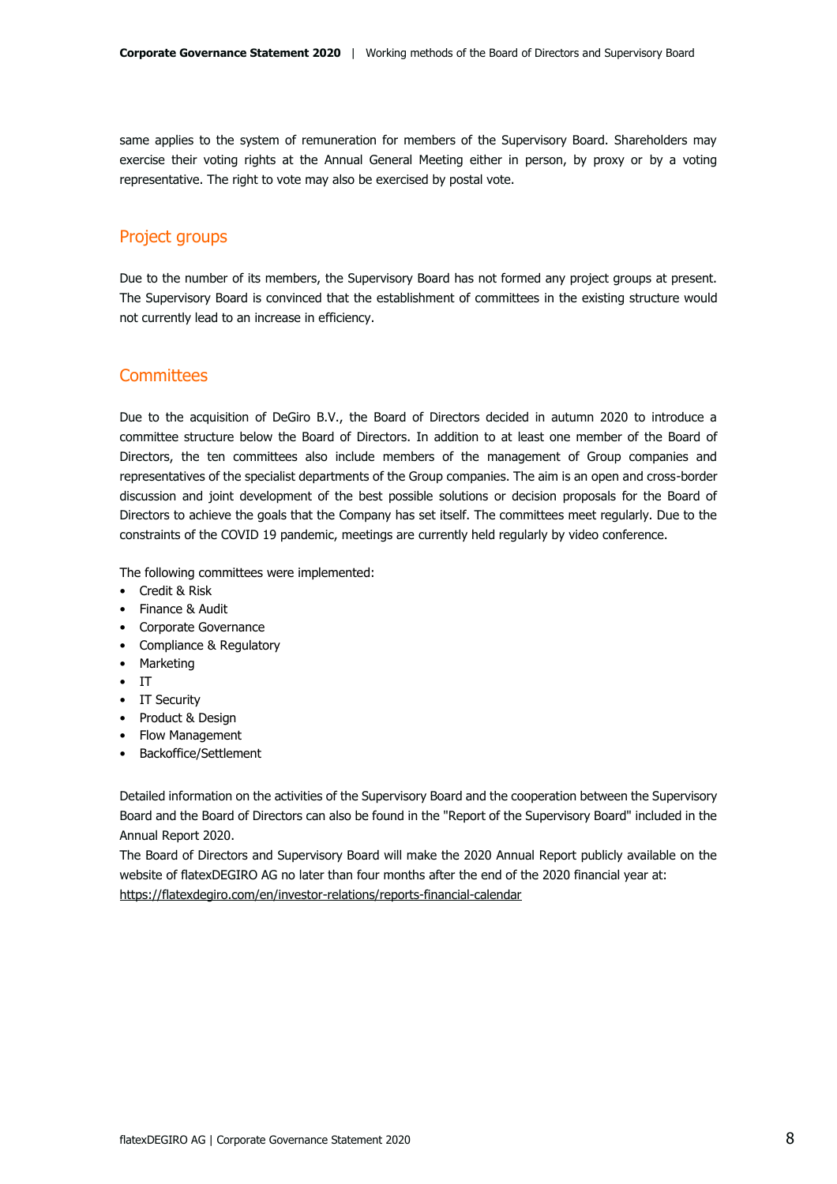same applies to the system of remuneration for members of the Supervisory Board. Shareholders may exercise their voting rights at the Annual General Meeting either in person, by proxy or by a voting representative. The right to vote may also be exercised by postal vote.

## Project groups

Due to the number of its members, the Supervisory Board has not formed any project groups at present. The Supervisory Board is convinced that the establishment of committees in the existing structure would not currently lead to an increase in efficiency.

## Committees

Due to the acquisition of DeGiro B.V., the Board of Directors decided in autumn 2020 to introduce a committee structure below the Board of Directors. In addition to at least one member of the Board of Directors, the ten committees also include members of the management of Group companies and representatives of the specialist departments of the Group companies. The aim is an open and cross-border discussion and joint development of the best possible solutions or decision proposals for the Board of Directors to achieve the goals that the Company has set itself. The committees meet regularly. Due to the constraints of the COVID 19 pandemic, meetings are currently held regularly by video conference.

The following committees were implemented:

- Credit & Risk
- Finance & Audit
- Corporate Governance
- Compliance & Regulatory
- Marketing
- IT
- IT Security
- Product & Design
- Flow Management
- Backoffice/Settlement

Detailed information on the activities of the Supervisory Board and the cooperation between the Supervisory Board and the Board of Directors can also be found in the "Report of the Supervisory Board" included in the Annual Report 2020.

The Board of Directors and Supervisory Board will make the 2020 Annual Report publicly available on the website of flatexDEGIRO AG no later than four months after the end of the 2020 financial year at: https://flatexdegiro.com/en/investor-relations/reports-financial-calendar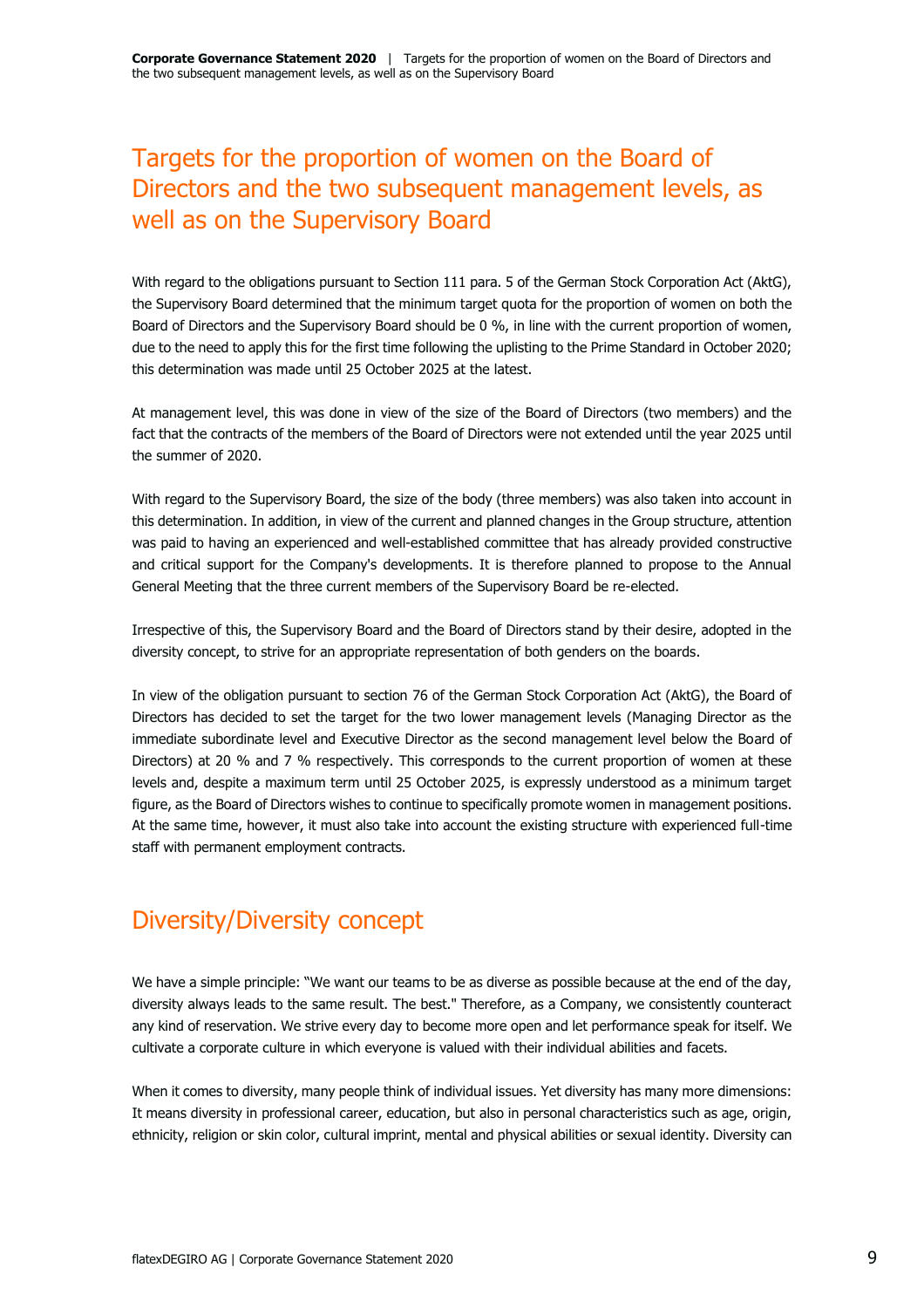# Targets for the proportion of women on the Board of Directors and the two subsequent management levels, as well as on the Supervisory Board

With regard to the obligations pursuant to Section 111 para. 5 of the German Stock Corporation Act (AktG), the Supervisory Board determined that the minimum target quota for the proportion of women on both the Board of Directors and the Supervisory Board should be 0 %, in line with the current proportion of women, due to the need to apply this for the first time following the uplisting to the Prime Standard in October 2020; this determination was made until 25 October 2025 at the latest.

At management level, this was done in view of the size of the Board of Directors (two members) and the fact that the contracts of the members of the Board of Directors were not extended until the year 2025 until the summer of 2020.

With regard to the Supervisory Board, the size of the body (three members) was also taken into account in this determination. In addition, in view of the current and planned changes in the Group structure, attention was paid to having an experienced and well-established committee that has already provided constructive and critical support for the Company's developments. It is therefore planned to propose to the Annual General Meeting that the three current members of the Supervisory Board be re-elected.

Irrespective of this, the Supervisory Board and the Board of Directors stand by their desire, adopted in the diversity concept, to strive for an appropriate representation of both genders on the boards.

In view of the obligation pursuant to section 76 of the German Stock Corporation Act (AktG), the Board of Directors has decided to set the target for the two lower management levels (Managing Director as the immediate subordinate level and Executive Director as the second management level below the Board of Directors) at 20 % and 7 % respectively. This corresponds to the current proportion of women at these levels and, despite a maximum term until 25 October 2025, is expressly understood as a minimum target figure, as the Board of Directors wishes to continue to specifically promote women in management positions. At the same time, however, it must also take into account the existing structure with experienced full-time staff with permanent employment contracts.

# Diversity/Diversity concept

We have a simple principle: "We want our teams to be as diverse as possible because at the end of the day, diversity always leads to the same result. The best." Therefore, as a Company, we consistently counteract any kind of reservation. We strive every day to become more open and let performance speak for itself. We cultivate a corporate culture in which everyone is valued with their individual abilities and facets.

When it comes to diversity, many people think of individual issues. Yet diversity has many more dimensions: It means diversity in professional career, education, but also in personal characteristics such as age, origin, ethnicity, religion or skin color, cultural imprint, mental and physical abilities or sexual identity. Diversity can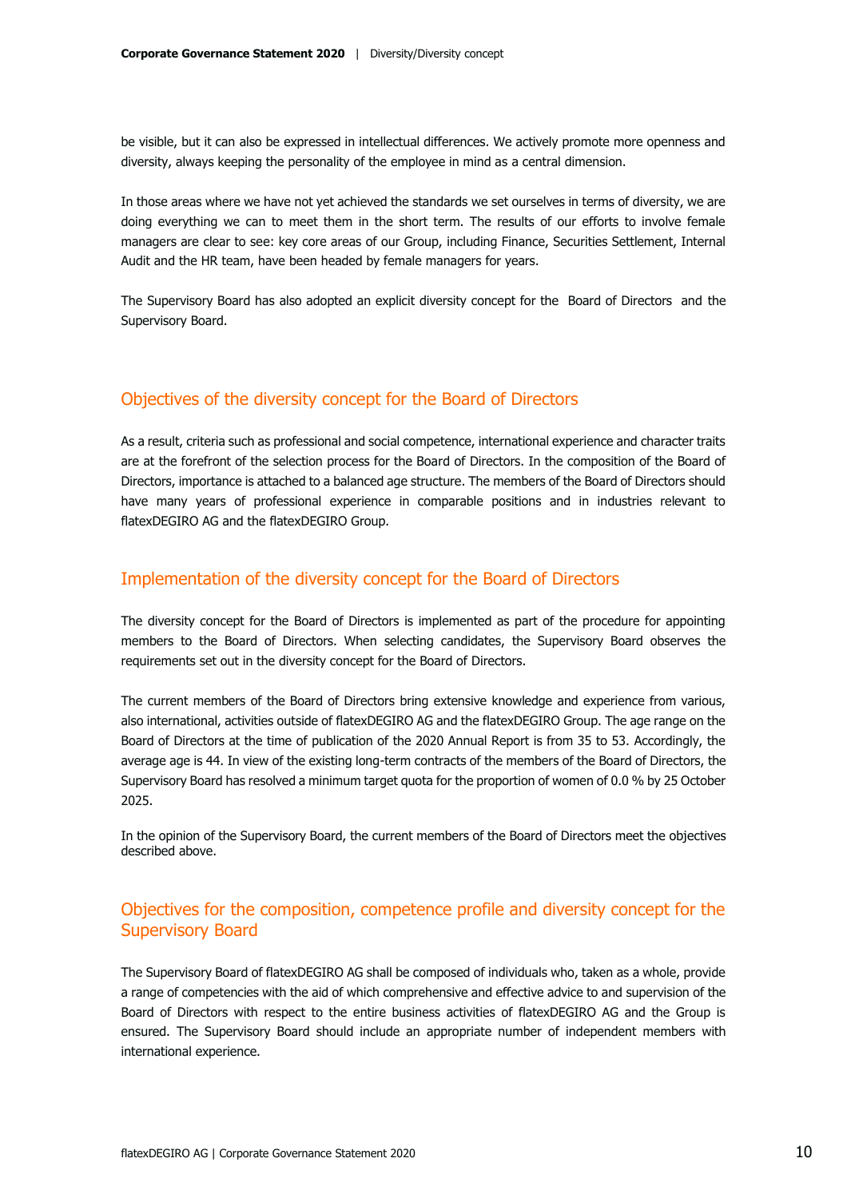be visible, but it can also be expressed in intellectual differences. We actively promote more openness and diversity, always keeping the personality of the employee in mind as a central dimension.

In those areas where we have not yet achieved the standards we set ourselves in terms of diversity, we are doing everything we can to meet them in the short term. The results of our efforts to involve female managers are clear to see: key core areas of our Group, including Finance, Securities Settlement, Internal Audit and the HR team, have been headed by female managers for years.

The Supervisory Board has also adopted an explicit diversity concept for the Board of Directors and the Supervisory Board.

## Objectives of the diversity concept for the Board of Directors

As a result, criteria such as professional and social competence, international experience and character traits are at the forefront of the selection process for the Board of Directors. In the composition of the Board of Directors, importance is attached to a balanced age structure. The members of the Board of Directors should have many years of professional experience in comparable positions and in industries relevant to flatexDEGIRO AG and the flatexDEGIRO Group.

## Implementation of the diversity concept for the Board of Directors

The diversity concept for the Board of Directors is implemented as part of the procedure for appointing members to the Board of Directors. When selecting candidates, the Supervisory Board observes the requirements set out in the diversity concept for the Board of Directors.

The current members of the Board of Directors bring extensive knowledge and experience from various, also international, activities outside of flatexDEGIRO AG and the flatexDEGIRO Group. The age range on the Board of Directors at the time of publication of the 2020 Annual Report is from 35 to 53. Accordingly, the average age is 44. In view of the existing long-term contracts of the members of the Board of Directors, the Supervisory Board has resolved a minimum target quota for the proportion of women of 0.0 % by 25 October 2025.

In the opinion of the Supervisory Board, the current members of the Board of Directors meet the objectives described above.

## Objectives for the composition, competence profile and diversity concept for the Supervisory Board

The Supervisory Board of flatexDEGIRO AG shall be composed of individuals who, taken as a whole, provide a range of competencies with the aid of which comprehensive and effective advice to and supervision of the Board of Directors with respect to the entire business activities of flatexDEGIRO AG and the Group is ensured. The Supervisory Board should include an appropriate number of independent members with international experience.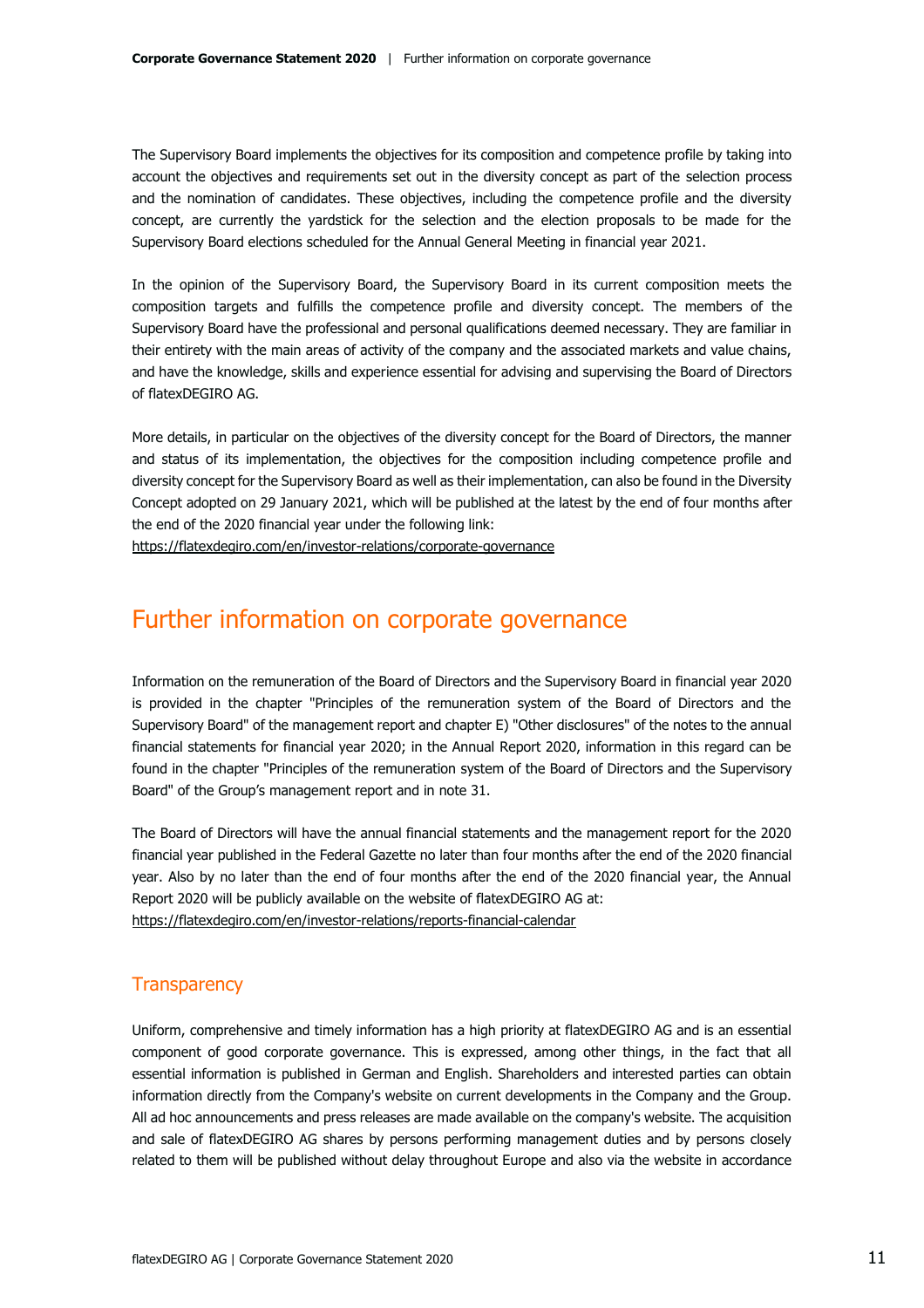The Supervisory Board implements the objectives for its composition and competence profile by taking into account the objectives and requirements set out in the diversity concept as part of the selection process and the nomination of candidates. These objectives, including the competence profile and the diversity concept, are currently the yardstick for the selection and the election proposals to be made for the Supervisory Board elections scheduled for the Annual General Meeting in financial year 2021.

In the opinion of the Supervisory Board, the Supervisory Board in its current composition meets the composition targets and fulfills the competence profile and diversity concept. The members of the Supervisory Board have the professional and personal qualifications deemed necessary. They are familiar in their entirety with the main areas of activity of the company and the associated markets and value chains, and have the knowledge, skills and experience essential for advising and supervising the Board of Directors of flatexDEGIRO AG.

More details, in particular on the objectives of the diversity concept for the Board of Directors, the manner and status of its implementation, the objectives for the composition including competence profile and diversity concept for the Supervisory Board as well as their implementation, can also be found in the Diversity Concept adopted on 29 January 2021, which will be published at the latest by the end of four months after the end of the 2020 financial year under the following link:
https://flatexdegiro.com/en/investor-relations/corporate-governance

## Further information on corporate governance

Information on the remuneration of the Board of Directors and the Supervisory Board in financial year 2020 is provided in the chapter "Principles of the remuneration system of the Board of Directors and the Supervisory Board" of the management report and chapter E) "Other disclosures" of the notes to the annual financial statements for financial year 2020; in the Annual Report 2020, information in this regard can be found in the chapter "Principles of the remuneration system of the Board of Directors and the Supervisory Board" of the Group's management report and in note 31.

The Board of Directors will have the annual financial statements and the management report for the 2020 financial year published in the Federal Gazette no later than four months after the end of the 2020 financial year. Also by no later than the end of four months after the end of the 2020 financial year, the Annual Report 2020 will be publicly available on the website of flatexDEGIRO AG at:
https://flatexdegiro.com/en/investor-relations/reports-financial-calendar

### Transparency

Uniform, comprehensive and timely information has a high priority at flatexDEGIRO AG and is an essential component of good corporate governance. This is expressed, among other things, in the fact that all essential information is published in German and English. Shareholders and interested parties can obtain information directly from the Company's website on current developments in the Company and the Group. All ad hoc announcements and press releases are made available on the company's website. The acquisition and sale of flatexDEGIRO AG shares by persons performing management duties and by persons closely related to them will be published without delay throughout Europe and also via the website in accordance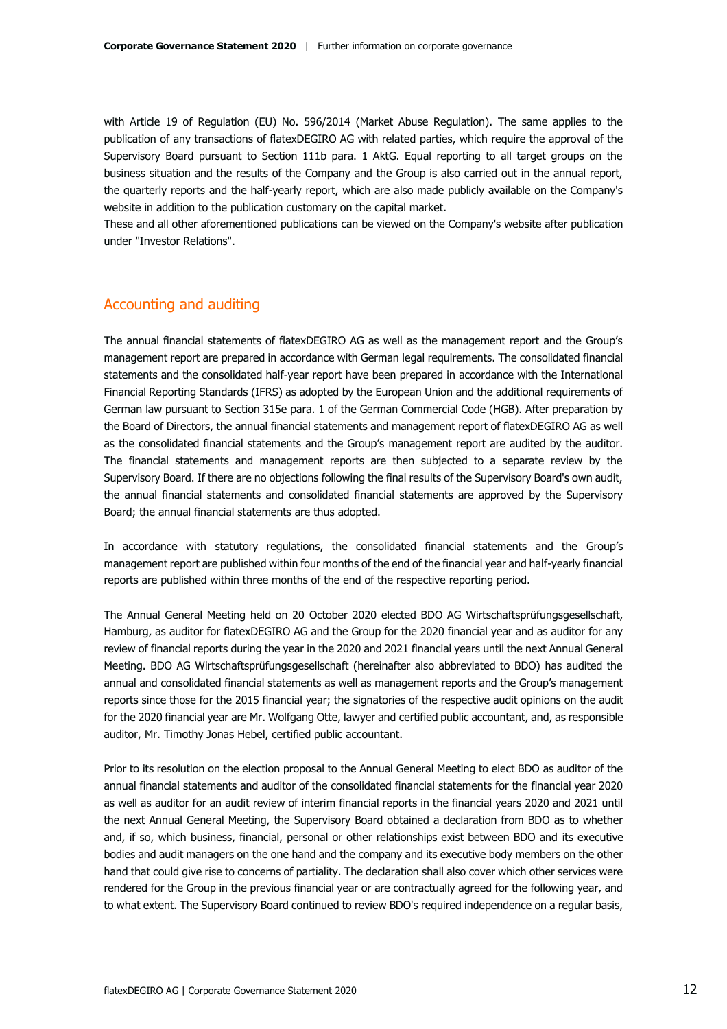with Article 19 of Regulation (EU) No. 596/2014 (Market Abuse Regulation). The same applies to the publication of any transactions of flatexDEGIRO AG with related parties, which require the approval of the Supervisory Board pursuant to Section 111b para. 1 AktG. Equal reporting to all target groups on the business situation and the results of the Company and the Group is also carried out in the annual report, the quarterly reports and the half-yearly report, which are also made publicly available on the Company's website in addition to the publication customary on the capital market.
These and all other aforementioned publications can be viewed on the Company's website after publication under "Investor Relations".

## Accounting and auditing

The annual financial statements of flatexDEGIRO AG as well as the management report and the Group's management report are prepared in accordance with German legal requirements. The consolidated financial statements and the consolidated half-year report have been prepared in accordance with the International Financial Reporting Standards (IFRS) as adopted by the European Union and the additional requirements of German law pursuant to Section 315e para. 1 of the German Commercial Code (HGB). After preparation by the Board of Directors, the annual financial statements and management report of flatexDEGIRO AG as well as the consolidated financial statements and the Group's management report are audited by the auditor. The financial statements and management reports are then subjected to a separate review by the Supervisory Board. If there are no objections following the final results of the Supervisory Board's own audit, the annual financial statements and consolidated financial statements are approved by the Supervisory Board; the annual financial statements are thus adopted.

In accordance with statutory regulations, the consolidated financial statements and the Group's management report are published within four months of the end of the financial year and half-yearly financial reports are published within three months of the end of the respective reporting period.

The Annual General Meeting held on 20 October 2020 elected BDO AG Wirtschaftsprüfungsgesellschaft, Hamburg, as auditor for flatexDEGIRO AG and the Group for the 2020 financial year and as auditor for any review of financial reports during the year in the 2020 and 2021 financial years until the next Annual General Meeting. BDO AG Wirtschaftsprüfungsgesellschaft (hereinafter also abbreviated to BDO) has audited the annual and consolidated financial statements as well as management reports and the Group's management reports since those for the 2015 financial year; the signatories of the respective audit opinions on the audit for the 2020 financial year are Mr. Wolfgang Otte, lawyer and certified public accountant, and, as responsible auditor, Mr. Timothy Jonas Hebel, certified public accountant.

Prior to its resolution on the election proposal to the Annual General Meeting to elect BDO as auditor of the annual financial statements and auditor of the consolidated financial statements for the financial year 2020 as well as auditor for an audit review of interim financial reports in the financial years 2020 and 2021 until the next Annual General Meeting, the Supervisory Board obtained a declaration from BDO as to whether and, if so, which business, financial, personal or other relationships exist between BDO and its executive bodies and audit managers on the one hand and the company and its executive body members on the other hand that could give rise to concerns of partiality. The declaration shall also cover which other services were rendered for the Group in the previous financial year or are contractually agreed for the following year, and to what extent. The Supervisory Board continued to review BDO's required independence on a regular basis,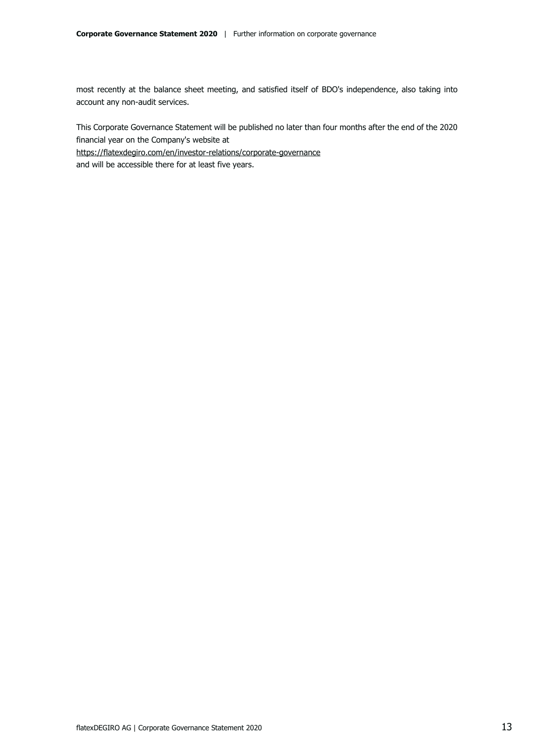most recently at the balance sheet meeting, and satisfied itself of BDO's independence, also taking into account any non-audit services.

This Corporate Governance Statement will be published no later than four months after the end of the 2020 financial year on the Company's website at
https://flatexdegiro.com/en/investor-relations/corporate-governance
and will be accessible there for at least five years.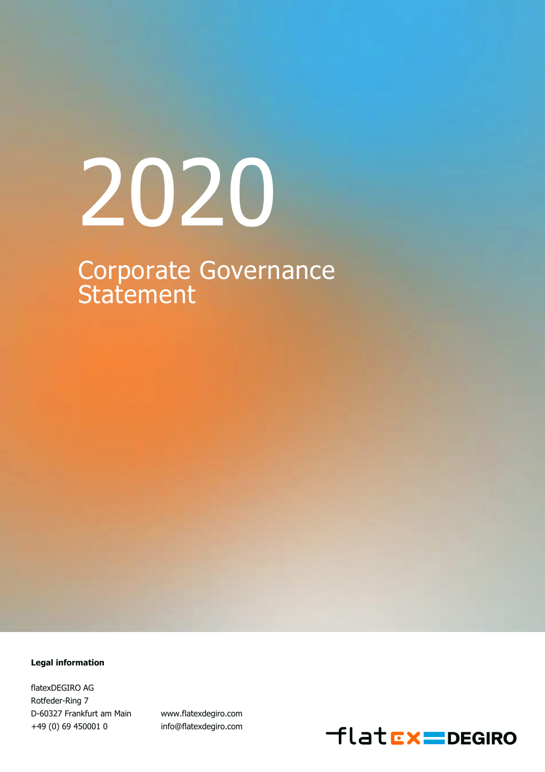# 2020

## Corporate Governance Statement

**Legal information**

flatexDEGIRO AG
Rotfeder-Ring 7
D-60327 Frankfurt am Main
+49 (0) 69 450001 0

www.flatexdegiro.com
info@flatexdegiro.com